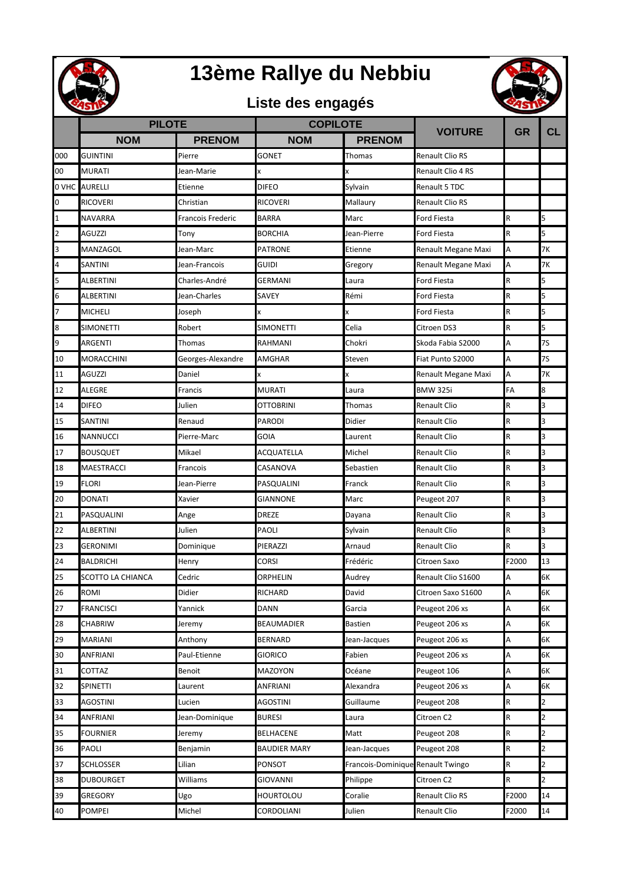# 13ème Rallye du Nebbiu

## Liste des engagés

| | PILOTE | | COPILOTE | | VOITURE | GR | CL |
|---|---|---|---|---|---|---|---|
| | NOM | PRENOM | NOM | PRENOM | | | |
| 000 | GUINTINI | Pierre | GONET | Thomas | Renault Clio RS | | |
| 00 | MURATI | Jean-Marie | x | x | Renault Clio 4 RS | | |
| 0 VHC | AURELLI | Etienne | DIFEO | Sylvain | Renault 5 TDC | | |
| 0 | RICOVERI | Christian | RICOVERI | Mallaury | Renault Clio RS | | |
| 1 | NAVARRA | Francois Frederic | BARRA | Marc | Ford Fiesta | R | 5 |
| 2 | AGUZZI | Tony | BORCHIA | Jean-Pierre | Ford Fiesta | R | 5 |
| 3 | MANZAGOL | Jean-Marc | PATRONE | Etienne | Renault Megane Maxi | A | 7K |
| 4 | SANTINI | Jean-Francois | GUIDI | Gregory | Renault Megane Maxi | A | 7K |
| 5 | ALBERTINI | Charles-André | GERMANI | Laura | Ford Fiesta | R | 5 |
| 6 | ALBERTINI | Jean-Charles | SAVEY | Rémi | Ford Fiesta | R | 5 |
| 7 | MICHELI | Joseph | x | x | Ford Fiesta | R | 5 |
| 8 | SIMONETTI | Robert | SIMONETTI | Celia | Citroen DS3 | R | 5 |
| 9 | ARGENTI | Thomas | RAHMANI | Chokri | Skoda Fabia S2000 | A | 7S |
| 10 | MORACCHINI | Georges-Alexandre | AMGHAR | Steven | Fiat Punto S2000 | A | 7S |
| 11 | AGUZZI | Daniel | x | x | Renault Megane Maxi | A | 7K |
| 12 | ALEGRE | Francis | MURATI | Laura | BMW 325i | FA | 8 |
| 14 | DIFEO | Julien | OTTOBRINI | Thomas | Renault Clio | R | 3 |
| 15 | SANTINI | Renaud | PARODI | Didier | Renault Clio | R | 3 |
| 16 | NANNUCCI | Pierre-Marc | GOIA | Laurent | Renault Clio | R | 3 |
| 17 | BOUSQUET | Mikael | ACQUATELLA | Michel | Renault Clio | R | 3 |
| 18 | MAESTRACCI | Francois | CASANOVA | Sebastien | Renault Clio | R | 3 |
| 19 | FLORI | Jean-Pierre | PASQUALINI | Franck | Renault Clio | R | 3 |
| 20 | DONATI | Xavier | GIANNONE | Marc | Peugeot 207 | R | 3 |
| 21 | PASQUALINI | Ange | DREZE | Dayana | Renault Clio | R | 3 |
| 22 | ALBERTINI | Julien | PAOLI | Sylvain | Renault Clio | R | 3 |
| 23 | GERONIMI | Dominique | PIERAZZI | Arnaud | Renault Clio | R | 3 |
| 24 | BALDRICHI | Henry | CORSI | Frédéric | Citroen Saxo | F2000 | 13 |
| 25 | SCOTTO LA CHIANCA | Cedric | ORPHELIN | Audrey | Renault Clio S1600 | A | 6K |
| 26 | ROMI | Didier | RICHARD | David | Citroen Saxo S1600 | A | 6K |
| 27 | FRANCISCI | Yannick | DANN | Garcia | Peugeot 206 xs | A | 6K |
| 28 | CHABRIW | Jeremy | BEAUMADIER | Bastien | Peugeot 206 xs | A | 6K |
| 29 | MARIANI | Anthony | BERNARD | Jean-Jacques | Peugeot 206 xs | A | 6K |
| 30 | ANFRIANI | Paul-Etienne | GIORICO | Fabien | Peugeot 206 xs | A | 6K |
| 31 | COTTAZ | Benoit | MAZOYON | Océane | Peugeot 106 | A | 6K |
| 32 | SPINETTI | Laurent | ANFRIANI | Alexandra | Peugeot 206 xs | A | 6K |
| 33 | AGOSTINI | Lucien | AGOSTINI | Guillaume | Peugeot 208 | R | 2 |
| 34 | ANFRIANI | Jean-Dominique | BURESI | Laura | Citroen C2 | R | 2 |
| 35 | FOURNIER | Jeremy | BELHACENE | Matt | Peugeot 208 | R | 2 |
| 36 | PAOLI | Benjamin | BAUDIER MARY | Jean-Jacques | Peugeot 208 | R | 2 |
| 37 | SCHLOSSER | Lilian | PONSOT | Francois-Dominique | Renault Twingo | R | 2 |
| 38 | DUBOURGET | Williams | GIOVANNI | Philippe | Citroen C2 | R | 2 |
| 39 | GREGORY | Ugo | HOURTOLOU | Coralie | Renault Clio RS | F2000 | 14 |
| 40 | POMPEI | Michel | CORDOLIANI | Julien | Renault Clio | F2000 | 14 |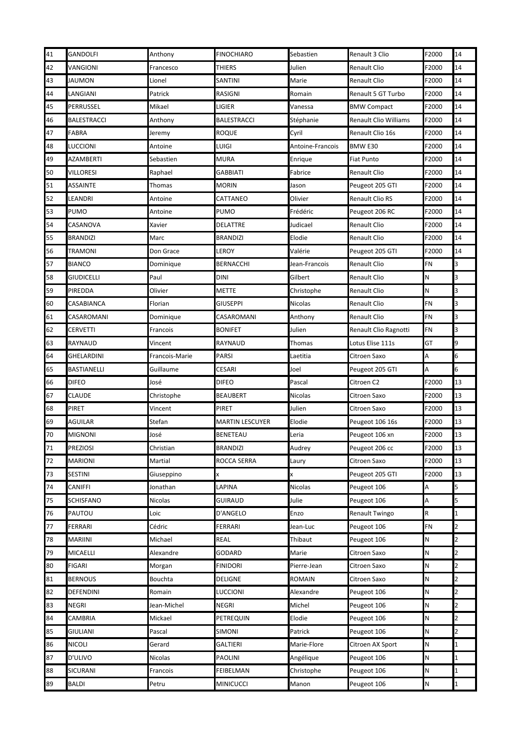| 41 | GANDOLFI | Anthony | FINOCHIARO | Sebastien | Renault 3 Clio | F2000 | 14 |
|---|---|---|---|---|---|---|---|
| 42 | VANGIONI | Francesco | THIERS | Julien | Renault Clio | F2000 | 14 |
| 43 | JAUMON | Lionel | SANTINI | Marie | Renault Clio | F2000 | 14 |
| 44 | LANGIANI | Patrick | RASIGNI | Romain | Renault 5 GT Turbo | F2000 | 14 |
| 45 | PERRUSSEL | Mikael | LIGIER | Vanessa | BMW Compact | F2000 | 14 |
| 46 | BALESTRACCI | Anthony | BALESTRACCI | Stéphanie | Renault Clio Williams | F2000 | 14 |
| 47 | FABRA | Jeremy | ROQUE | Cyril | Renault Clio 16s | F2000 | 14 |
| 48 | LUCCIONI | Antoine | LUIGI | Antoine-Francois | BMW E30 | F2000 | 14 |
| 49 | AZAMBERTI | Sebastien | MURA | Enrique | Fiat Punto | F2000 | 14 |
| 50 | VILLORESI | Raphael | GABBIATI | Fabrice | Renault Clio | F2000 | 14 |
| 51 | ASSAINTE | Thomas | MORIN | Jason | Peugeot 205 GTI | F2000 | 14 |
| 52 | LEANDRI | Antoine | CATTANEO | Olivier | Renault Clio RS | F2000 | 14 |
| 53 | PUMO | Antoine | PUMO | Frédéric | Peugeot 206 RC | F2000 | 14 |
| 54 | CASANOVA | Xavier | DELATTRE | Judicael | Renault Clio | F2000 | 14 |
| 55 | BRANDIZI | Marc | BRANDIZI | Elodie | Renault Clio | F2000 | 14 |
| 56 | TRAMONI | Don Grace | LEROY | Valérie | Peugeot 205 GTI | F2000 | 14 |
| 57 | BIANCO | Dominique | BERNACCHI | Jean-Francois | Renault Clio | FN | 3 |
| 58 | GIUDICELLI | Paul | DINI | Gilbert | Renault Clio | N | 3 |
| 59 | PIREDDA | Olivier | METTE | Christophe | Renault Clio | N | 3 |
| 60 | CASABIANCA | Florian | GIUSEPPI | Nicolas | Renault Clio | FN | 3 |
| 61 | CASAROMANI | Dominique | CASAROMANI | Anthony | Renault Clio | FN | 3 |
| 62 | CERVETTI | Francois | BONIFET | Julien | Renault Clio Ragnotti | FN | 3 |
| 63 | RAYNAUD | Vincent | RAYNAUD | Thomas | Lotus Elise 111s | GT | 9 |
| 64 | GHELARDINI | Francois-Marie | PARSI | Laetitia | Citroen Saxo | A | 6 |
| 65 | BASTIANELLI | Guillaume | CESARI | Joel | Peugeot 205 GTI | A | 6 |
| 66 | DIFEO | José | DIFEO | Pascal | Citroen C2 | F2000 | 13 |
| 67 | CLAUDE | Christophe | BEAUBERT | Nicolas | Citroen Saxo | F2000 | 13 |
| 68 | PIRET | Vincent | PIRET | Julien | Citroen Saxo | F2000 | 13 |
| 69 | AGUILAR | Stefan | MARTIN LESCUYER | Elodie | Peugeot 106 16s | F2000 | 13 |
| 70 | MIGNONI | José | BENETEAU | Leria | Peugeot 106 xn | F2000 | 13 |
| 71 | PREZIOSI | Christian | BRANDIZI | Audrey | Peugeot 206 cc | F2000 | 13 |
| 72 | MARIONI | Martial | ROCCA SERRA | Laury | Citroen Saxo | F2000 | 13 |
| 73 | SESTINI | Giuseppino | x | x | Peugeot 205 GTI | F2000 | 13 |
| 74 | CANIFFI | Jonathan | LAPINA | Nicolas | Peugeot 106 | A | 5 |
| 75 | SCHISFANO | Nicolas | GUIRAUD | Julie | Peugeot 106 | A | 5 |
| 76 | PAUTOU | Loic | D'ANGELO | Enzo | Renault Twingo | R | 1 |
| 77 | FERRARI | Cédric | FERRARI | Jean-Luc | Peugeot 106 | FN | 2 |
| 78 | MARIINI | Michael | REAL | Thibaut | Peugeot 106 | N | 2 |
| 79 | MICAELLI | Alexandre | GODARD | Marie | Citroen Saxo | N | 2 |
| 80 | FIGARI | Morgan | FINIDORI | Pierre-Jean | Citroen Saxo | N | 2 |
| 81 | BERNOUS | Bouchta | DELIGNE | ROMAIN | Citroen Saxo | N | 2 |
| 82 | DEFENDINI | Romain | LUCCIONI | Alexandre | Peugeot 106 | N | 2 |
| 83 | NEGRI | Jean-Michel | NEGRI | Michel | Peugeot 106 | N | 2 |
| 84 | CAMBRIA | Mickael | PETREQUIN | Elodie | Peugeot 106 | N | 2 |
| 85 | GIULIANI | Pascal | SIMONI | Patrick | Peugeot 106 | N | 2 |
| 86 | NICOLI | Gerard | GALTIERI | Marie-Flore | Citroen AX Sport | N | 1 |
| 87 | D'ULIVO | Nicolas | PAOLINI | Angélique | Peugeot 106 | N | 1 |
| 88 | SICURANI | Francois | FEIBELMAN | Christophe | Peugeot 106 | N | 1 |
| 89 | BALDI | Petru | MINICUCCI | Manon | Peugeot 106 | N | 1 |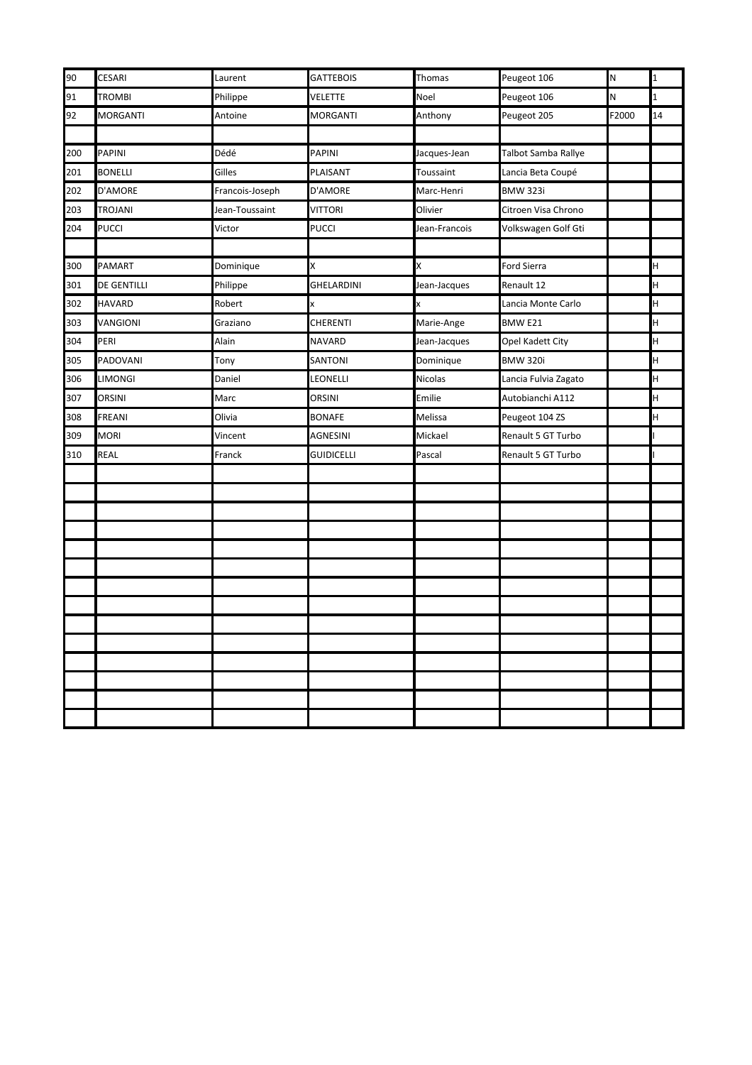| | | | | | | | |
|---|---|---|---|---|---|---|---|
| 90 | CESARI | Laurent | GATTEBOIS | Thomas | Peugeot 106 | N | 1 |
| 91 | TROMBI | Philippe | VELETTE | Noel | Peugeot 106 | N | 1 |
| 92 | MORGANTI | Antoine | MORGANTI | Anthony | Peugeot 205 | F2000 | 14 |
| | | | | | | | |
| 200 | PAPINI | Dédé | PAPINI | Jacques-Jean | Talbot Samba Rallye | | |
| 201 | BONELLI | Gilles | PLAISANT | Toussaint | Lancia Beta Coupé | | |
| 202 | D'AMORE | Francois-Joseph | D'AMORE | Marc-Henri | BMW 323i | | |
| 203 | TROJANI | Jean-Toussaint | VITTORI | Olivier | Citroen Visa Chrono | | |
| 204 | PUCCI | Victor | PUCCI | Jean-Francois | Volkswagen Golf Gti | | |
| | | | | | | | |
| 300 | PAMART | Dominique | X | X | Ford Sierra | | H |
| 301 | DE GENTILLI | Philippe | GHELARDINI | Jean-Jacques | Renault 12 | | H |
| 302 | HAVARD | Robert | x | x | Lancia Monte Carlo | | H |
| 303 | VANGIONI | Graziano | CHERENTI | Marie-Ange | BMW E21 | | H |
| 304 | PERI | Alain | NAVARD | Jean-Jacques | Opel Kadett City | | H |
| 305 | PADOVANI | Tony | SANTONI | Dominique | BMW 320i | | H |
| 306 | LIMONGI | Daniel | LEONELLI | Nicolas | Lancia Fulvia Zagato | | H |
| 307 | ORSINI | Marc | ORSINI | Emilie | Autobianchi A112 | | H |
| 308 | FREANI | Olivia | BONAFE | Melissa | Peugeot 104 ZS | | H |
| 309 | MORI | Vincent | AGNESINI | Mickael | Renault 5 GT Turbo | | I |
| 310 | REAL | Franck | GUIDICELLI | Pascal | Renault 5 GT Turbo | | I |
| | | | | | | | |
| | | | | | | | |
| | | | | | | | |
| | | | | | | | |
| | | | | | | | |
| | | | | | | | |
| | | | | | | | |
| | | | | | | | |
| | | | | | | | |
| | | | | | | | |
| | | | | | | | |
| | | | | | | | |
| | | | | | | | |
| | | | | | | | |